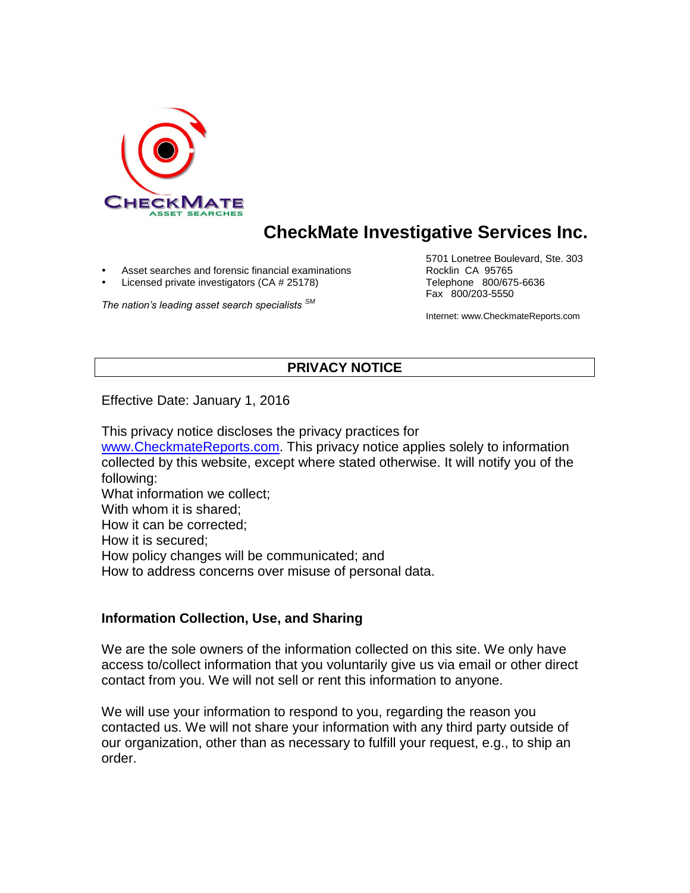CHECKMATE
ASSET SEARCHES

# CheckMate Investigative Services Inc.

- Asset searches and forensic financial examinations
- Licensed private investigators (CA # 25178)

*The nation's leading asset search specialists* SM

5701 Lonetree Boulevard, Ste. 303
Rocklin CA 95765
Telephone 800/675-6636
Fax 800/203-5550

Internet: www.CheckmateReports.com

## PRIVACY NOTICE

Effective Date: January 1, 2016

This privacy notice discloses the privacy practices for www.CheckmateReports.com. This privacy notice applies solely to information collected by this website, except where stated otherwise. It will notify you of the following:
What information we collect;
With whom it is shared;
How it can be corrected;
How it is secured;
How policy changes will be communicated; and
How to address concerns over misuse of personal data.

### Information Collection, Use, and Sharing

We are the sole owners of the information collected on this site. We only have access to/collect information that you voluntarily give us via email or other direct contact from you. We will not sell or rent this information to anyone.

We will use your information to respond to you, regarding the reason you contacted us. We will not share your information with any third party outside of our organization, other than as necessary to fulfill your request, e.g., to ship an order.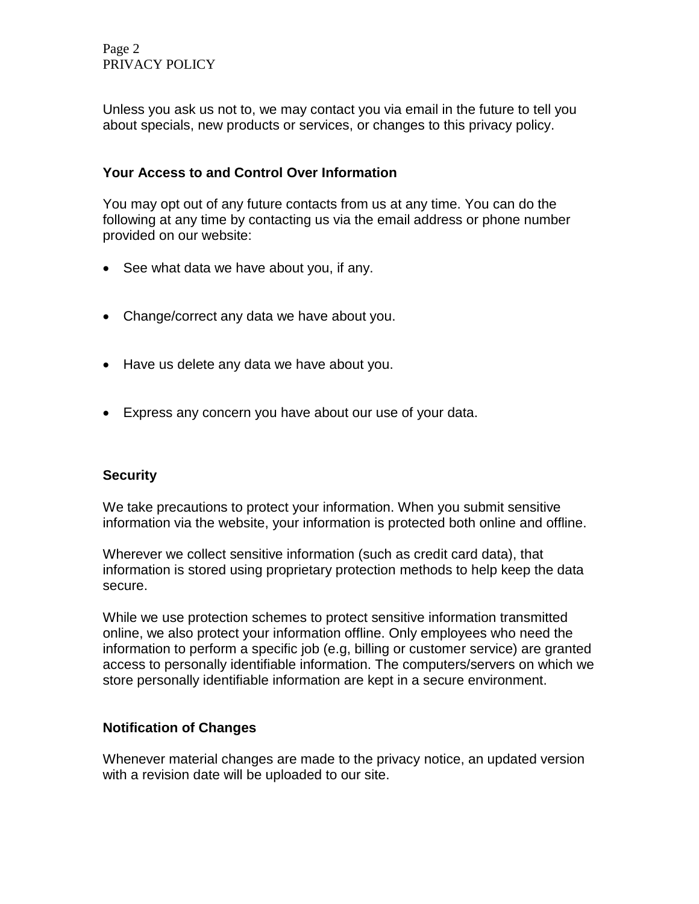Unless you ask us not to, we may contact you via email in the future to tell you about specials, new products or services, or changes to this privacy policy.

## Your Access to and Control Over Information

You may opt out of any future contacts from us at any time. You can do the following at any time by contacting us via the email address or phone number provided on our website:

- See what data we have about you, if any.
- Change/correct any data we have about you.
- Have us delete any data we have about you.
- Express any concern you have about our use of your data.

## Security

We take precautions to protect your information. When you submit sensitive information via the website, your information is protected both online and offline.

Wherever we collect sensitive information (such as credit card data), that information is stored using proprietary protection methods to help keep the data secure.

While we use protection schemes to protect sensitive information transmitted online, we also protect your information offline. Only employees who need the information to perform a specific job (e.g, billing or customer service) are granted access to personally identifiable information. The computers/servers on which we store personally identifiable information are kept in a secure environment.

## Notification of Changes

Whenever material changes are made to the privacy notice, an updated version with a revision date will be uploaded to our site.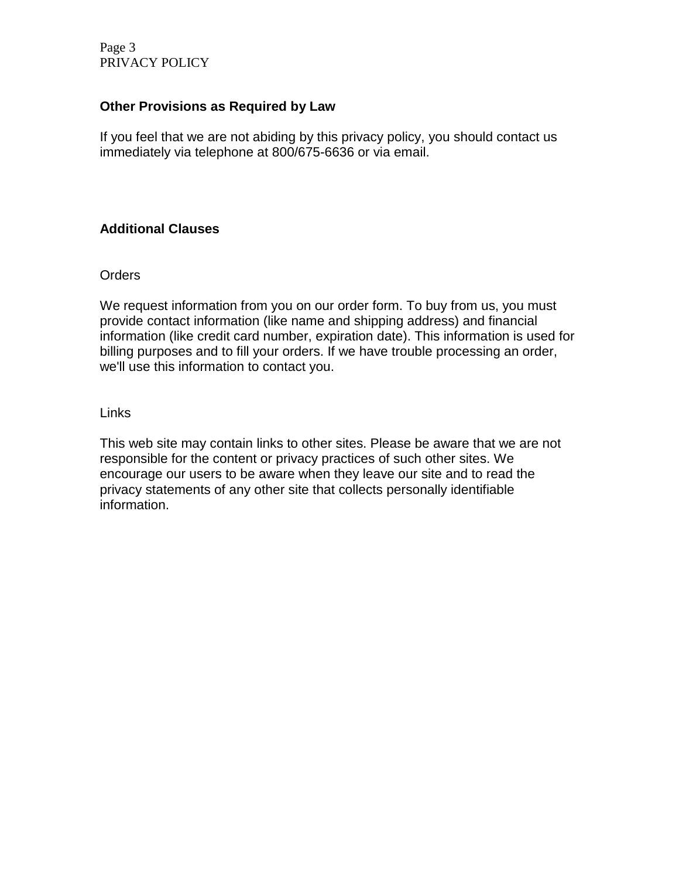## Other Provisions as Required by Law

If you feel that we are not abiding by this privacy policy, you should contact us immediately via telephone at 800/675-6636 or via email.

## Additional Clauses

Orders

We request information from you on our order form. To buy from us, you must provide contact information (like name and shipping address) and financial information (like credit card number, expiration date). This information is used for billing purposes and to fill your orders. If we have trouble processing an order, we'll use this information to contact you.

Links

This web site may contain links to other sites. Please be aware that we are not responsible for the content or privacy practices of such other sites. We encourage our users to be aware when they leave our site and to read the privacy statements of any other site that collects personally identifiable information.